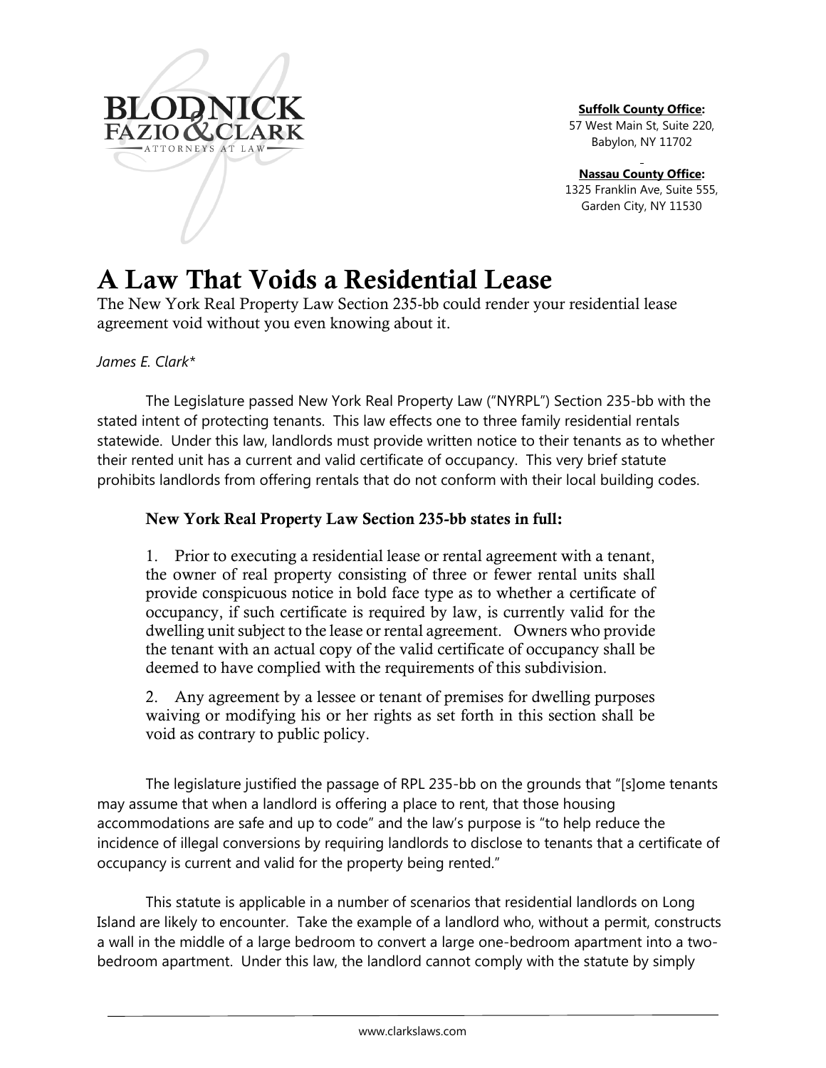**BLODNICK FAZIO & CLARK**
ATTORNEYS AT LAW

**Suffolk County Office:**
57 West Main St, Suite 220,
Babylon, NY 11702

**Nassau County Office:**
1325 Franklin Ave, Suite 555,
Garden City, NY 11530

# A Law That Voids a Residential Lease

The New York Real Property Law Section 235-bb could render your residential lease agreement void without you even knowing about it.

*James E. Clark**

The Legislature passed New York Real Property Law ("NYRPL") Section 235-bb with the stated intent of protecting tenants. This law effects one to three family residential rentals statewide. Under this law, landlords must provide written notice to their tenants as to whether their rented unit has a current and valid certificate of occupancy. This very brief statute prohibits landlords from offering rentals that do not conform with their local building codes.

### New York Real Property Law Section 235-bb states in full:

> 1. Prior to executing a residential lease or rental agreement with a tenant, the owner of real property consisting of three or fewer rental units shall provide conspicuous notice in bold face type as to whether a certificate of occupancy, if such certificate is required by law, is currently valid for the dwelling unit subject to the lease or rental agreement. Owners who provide the tenant with an actual copy of the valid certificate of occupancy shall be deemed to have complied with the requirements of this subdivision.
>
> 2. Any agreement by a lessee or tenant of premises for dwelling purposes waiving or modifying his or her rights as set forth in this section shall be void as contrary to public policy.

The legislature justified the passage of RPL 235-bb on the grounds that "[s]ome tenants may assume that when a landlord is offering a place to rent, that those housing accommodations are safe and up to code" and the law's purpose is "to help reduce the incidence of illegal conversions by requiring landlords to disclose to tenants that a certificate of occupancy is current and valid for the property being rented."

This statute is applicable in a number of scenarios that residential landlords on Long Island are likely to encounter. Take the example of a landlord who, without a permit, constructs a wall in the middle of a large bedroom to convert a large one-bedroom apartment into a two-bedroom apartment. Under this law, the landlord cannot comply with the statute by simply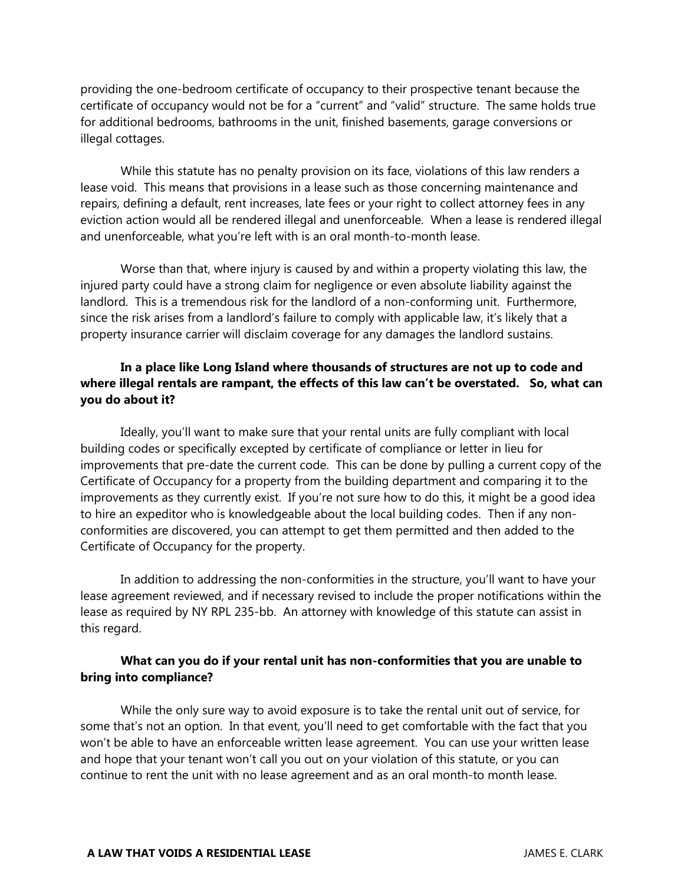providing the one-bedroom certificate of occupancy to their prospective tenant because the certificate of occupancy would not be for a "current" and "valid" structure. The same holds true for additional bedrooms, bathrooms in the unit, finished basements, garage conversions or illegal cottages.

While this statute has no penalty provision on its face, violations of this law renders a lease void. This means that provisions in a lease such as those concerning maintenance and repairs, defining a default, rent increases, late fees or your right to collect attorney fees in any eviction action would all be rendered illegal and unenforceable. When a lease is rendered illegal and unenforceable, what you're left with is an oral month-to-month lease.

Worse than that, where injury is caused by and within a property violating this law, the injured party could have a strong claim for negligence or even absolute liability against the landlord. This is a tremendous risk for the landlord of a non-conforming unit. Furthermore, since the risk arises from a landlord's failure to comply with applicable law, it's likely that a property insurance carrier will disclaim coverage for any damages the landlord sustains.

**In a place like Long Island where thousands of structures are not up to code and where illegal rentals are rampant, the effects of this law can't be overstated. So, what can you do about it?**

Ideally, you'll want to make sure that your rental units are fully compliant with local building codes or specifically excepted by certificate of compliance or letter in lieu for improvements that pre-date the current code. This can be done by pulling a current copy of the Certificate of Occupancy for a property from the building department and comparing it to the improvements as they currently exist. If you're not sure how to do this, it might be a good idea to hire an expeditor who is knowledgeable about the local building codes. Then if any non-conformities are discovered, you can attempt to get them permitted and then added to the Certificate of Occupancy for the property.

In addition to addressing the non-conformities in the structure, you'll want to have your lease agreement reviewed, and if necessary revised to include the proper notifications within the lease as required by NY RPL 235-bb. An attorney with knowledge of this statute can assist in this regard.

**What can you do if your rental unit has non-conformities that you are unable to bring into compliance?**

While the only sure way to avoid exposure is to take the rental unit out of service, for some that's not an option. In that event, you'll need to get comfortable with the fact that you won't be able to have an enforceable written lease agreement. You can use your written lease and hope that your tenant won't call you out on your violation of this statute, or you can continue to rent the unit with no lease agreement and as an oral month-to month lease.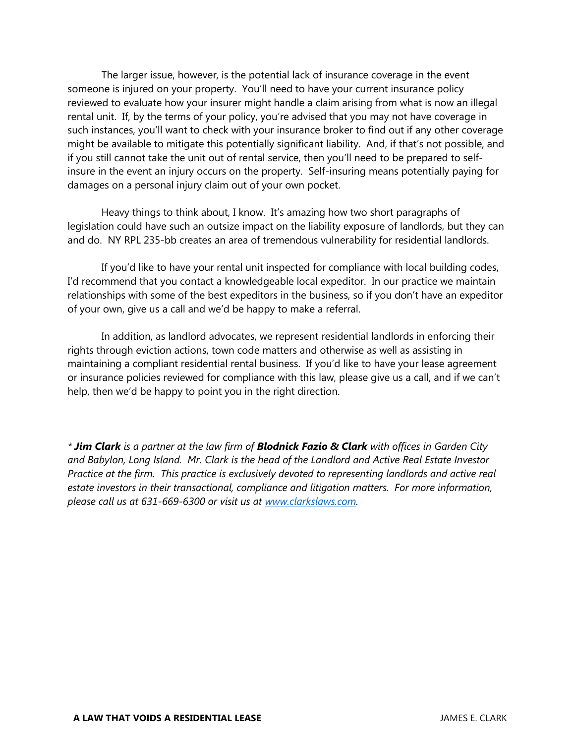The larger issue, however, is the potential lack of insurance coverage in the event someone is injured on your property. You'll need to have your current insurance policy reviewed to evaluate how your insurer might handle a claim arising from what is now an illegal rental unit. If, by the terms of your policy, you're advised that you may not have coverage in such instances, you'll want to check with your insurance broker to find out if any other coverage might be available to mitigate this potentially significant liability. And, if that's not possible, and if you still cannot take the unit out of rental service, then you'll need to be prepared to self-insure in the event an injury occurs on the property. Self-insuring means potentially paying for damages on a personal injury claim out of your own pocket.

Heavy things to think about, I know. It's amazing how two short paragraphs of legislation could have such an outsize impact on the liability exposure of landlords, but they can and do. NY RPL 235-bb creates an area of tremendous vulnerability for residential landlords.

If you'd like to have your rental unit inspected for compliance with local building codes, I'd recommend that you contact a knowledgeable local expeditor. In our practice we maintain relationships with some of the best expeditors in the business, so if you don't have an expeditor of your own, give us a call and we'd be happy to make a referral.

In addition, as landlord advocates, we represent residential landlords in enforcing their rights through eviction actions, town code matters and otherwise as well as assisting in maintaining a compliant residential rental business. If you'd like to have your lease agreement or insurance policies reviewed for compliance with this law, please give us a call, and if we can't help, then we'd be happy to point you in the right direction.

*\* **Jim Clark** is a partner at the law firm of **Blodnick Fazio & Clark** with offices in Garden City and Babylon, Long Island. Mr. Clark is the head of the Landlord and Active Real Estate Investor Practice at the firm. This practice is exclusively devoted to representing landlords and active real estate investors in their transactional, compliance and litigation matters. For more information, please call us at 631-669-6300 or visit us at [www.clarkslaws.com](http://www.clarkslaws.com).*